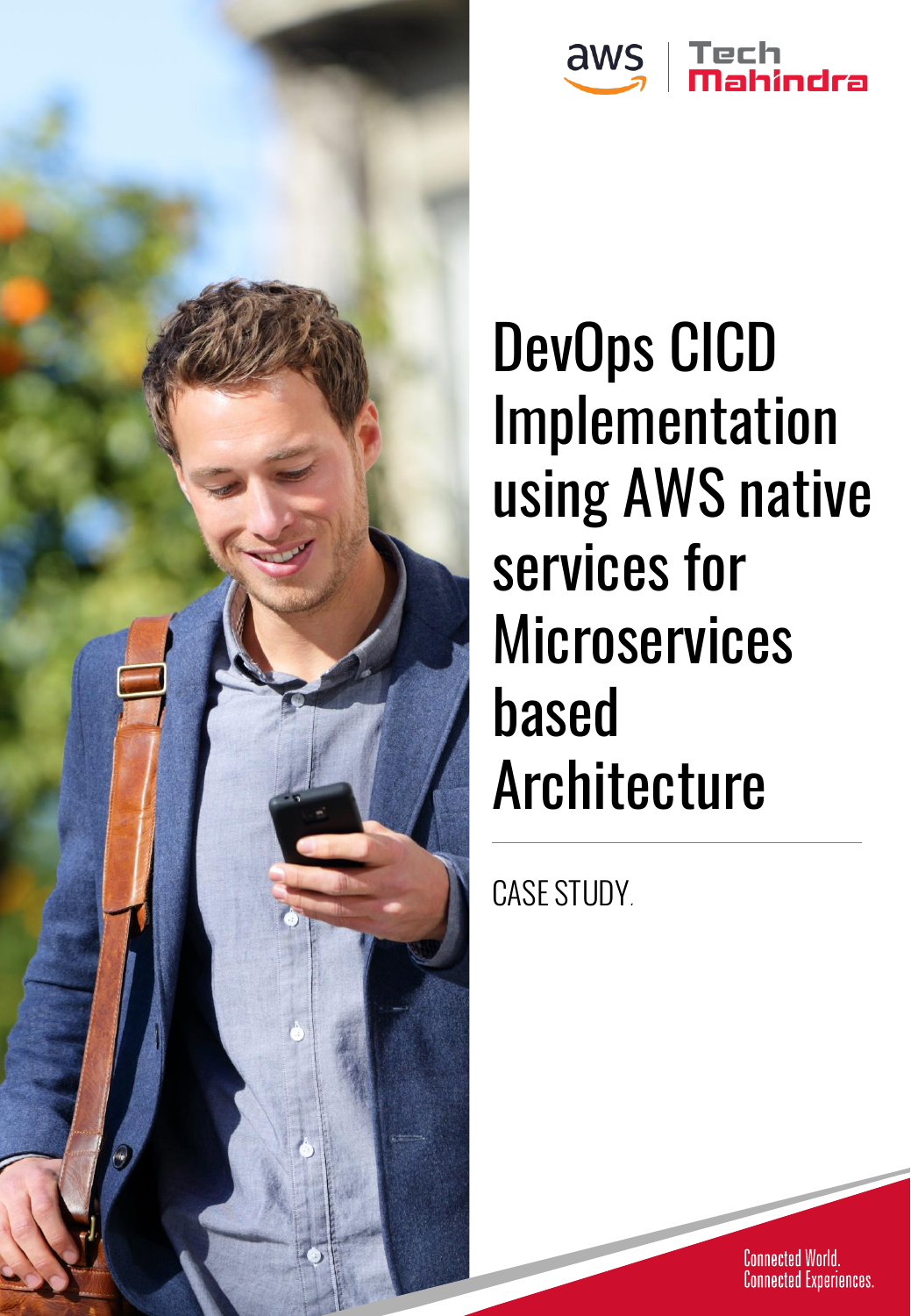aws | Tech Mahindra

# DevOps CICD Implementation using AWS native services for Microservices based Architecture

CASE STUDY.

Connected World. Connected Experiences.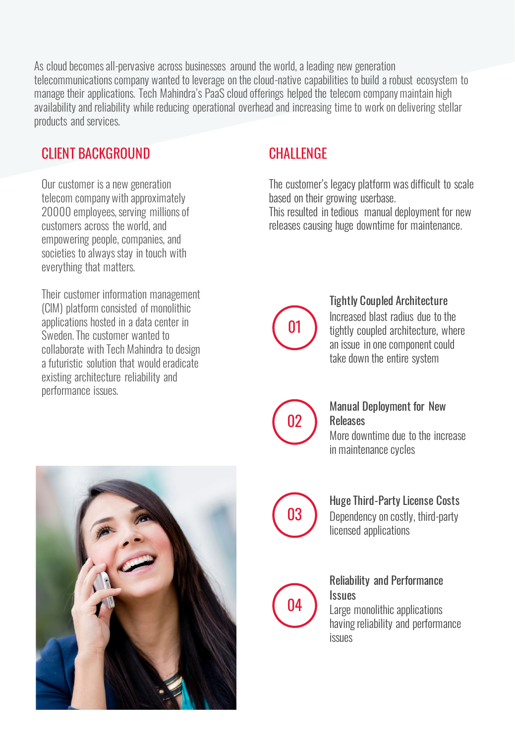As cloud becomes all-pervasive across businesses around the world, a leading new generation telecommunications company wanted to leverage on the cloud-native capabilities to build a robust ecosystem to manage their applications. Tech Mahindra's PaaS cloud offerings helped the telecom company maintain high availability and reliability while reducing operational overhead and increasing time to work on delivering stellar products and services.

## CLIENT BACKGROUND

Our customer is a new generation telecom company with approximately 20000 employees, serving millions of customers across the world, and empowering people, companies, and societies to always stay in touch with everything that matters.

Their customer information management (CIM) platform consisted of monolithic applications hosted in a data center in Sweden. The customer wanted to collaborate with Tech Mahindra to design a futuristic solution that would eradicate existing architecture reliability and performance issues.

## CHALLENGE

The customer's legacy platform was difficult to scale based on their growing userbase.
This resulted in tedious manual deployment for new releases causing huge downtime for maintenance.

**01 Tightly Coupled Architecture**
Increased blast radius due to the tightly coupled architecture, where an issue in one component could take down the entire system

**02 Manual Deployment for New Releases**
More downtime due to the increase in maintenance cycles

**03 Huge Third-Party License Costs**
Dependency on costly, third-party licensed applications

**04 Reliability and Performance Issues**
Large monolithic applications having reliability and performance issues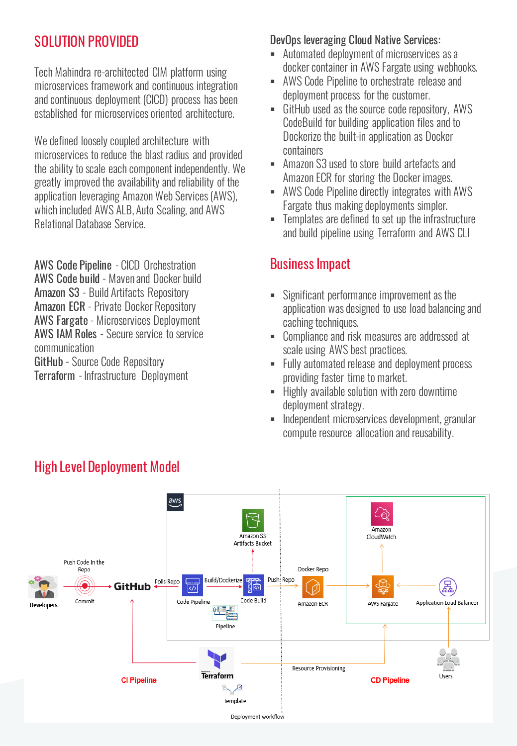## SOLUTION PROVIDED

Tech Mahindra re-architected CIM platform using microservices framework and continuous integration and continuous deployment (CICD) process has been established for microservices oriented architecture.

We defined loosely coupled architecture with microservices to reduce the blast radius and provided the ability to scale each component independently. We greatly improved the availability and reliability of the application leveraging Amazon Web Services (AWS), which included AWS ALB, Auto Scaling, and AWS Relational Database Service.

**AWS Code Pipeline** - CICD Orchestration
**AWS Code build** - Maven and Docker build
**Amazon S3** - Build Artifacts Repository
**Amazon ECR** - Private Docker Repository
**AWS Fargate** - Microservices Deployment
**AWS IAM Roles** - Secure service to service communication
**GitHub** - Source Code Repository
**Terraform** - Infrastructure Deployment

DevOps leveraging Cloud Native Services:

- Automated deployment of microservices as a docker container in AWS Fargate using webhooks.
- AWS Code Pipeline to orchestrate release and deployment process for the customer.
- GitHub used as the source code repository, AWS CodeBuild for building application files and to Dockerize the built-in application as Docker containers
- Amazon S3 used to store build artefacts and Amazon ECR for storing the Docker images.
- AWS Code Pipeline directly integrates with AWS Fargate thus making deployments simpler.
- Templates are defined to set up the infrastructure and build pipeline using Terraform and AWS CLI

## Business Impact

- Significant performance improvement as the application was designed to use load balancing and caching techniques.
- Compliance and risk measures are addressed at scale using AWS best practices.
- Fully automated release and deployment process providing faster time to market.
- Highly available solution with zero downtime deployment strategy.
- Independent microservices development, granular compute resource allocation and reusability.

## High Level Deployment Model

Developers | Push Code In the Repo | Commit | GitHub | Polls Repo | Code Pipeline | Pipeline | Build/Dockerize | Code Build | Amazon S3 Artifacts Bucket | Push Repo | Docker Repo | Amazon ECR | AWS Fargate | Amazon CloudWatch | Application Load Balancer | Users | Terraform | Template | Resource Provisioning | CI Pipeline | CD Pipeline | Deployment workflow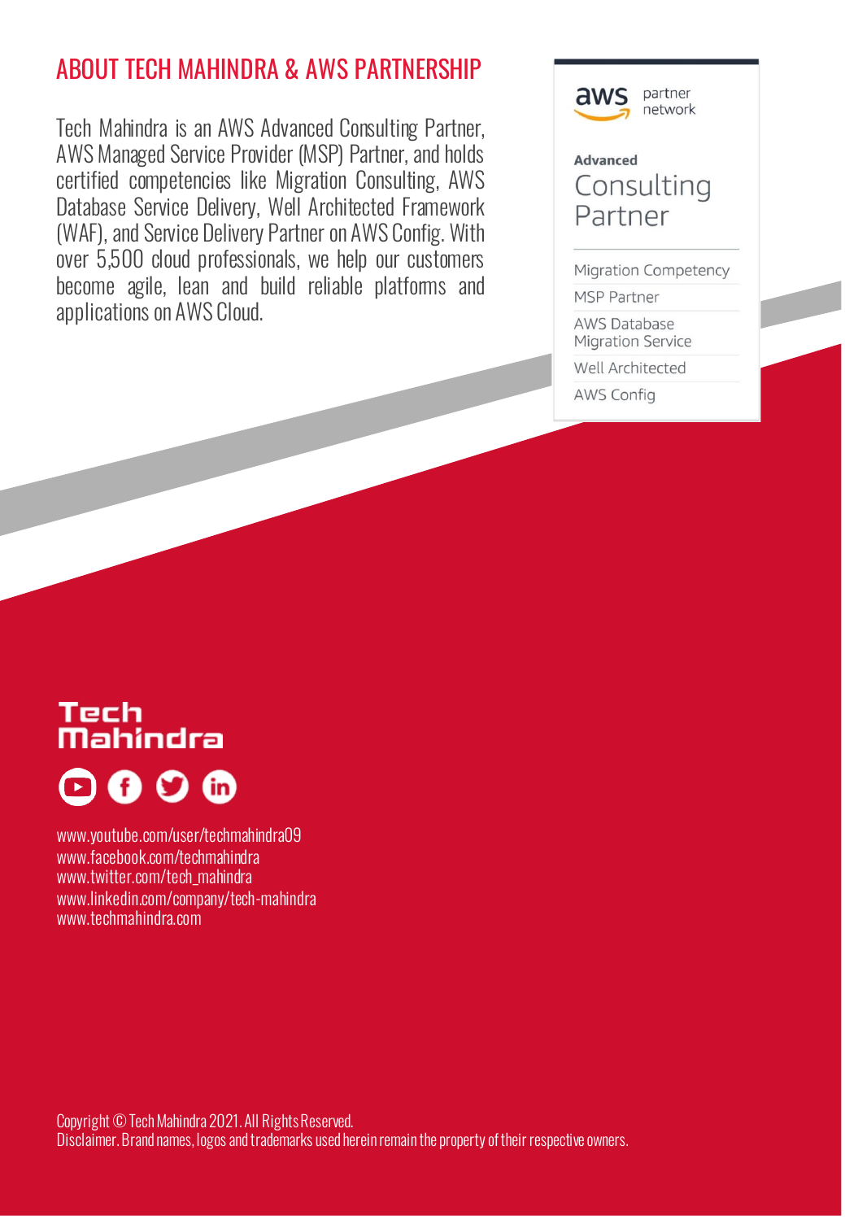## ABOUT TECH MAHINDRA & AWS PARTNERSHIP

Tech Mahindra is an AWS Advanced Consulting Partner, AWS Managed Service Provider (MSP) Partner, and holds certified competencies like Migration Consulting, AWS Database Service Delivery, Well Architected Framework (WAF), and Service Delivery Partner on AWS Config. With over 5,500 cloud professionals, we help our customers become agile, lean and build reliable platforms and applications on AWS Cloud.

aws partner network

**Advanced**
Consulting Partner

- Migration Competency
- MSP Partner
- AWS Database Migration Service
- Well Architected
- AWS Config

Tech Mahindra

www.youtube.com/user/techmahindra09
www.facebook.com/techmahindra
www.twitter.com/tech_mahindra
www.linkedin.com/company/tech-mahindra
www.techmahindra.com

Copyright © Tech Mahindra 2021. All Rights Reserved.
Disclaimer. Brand names, logos and trademarks used herein remain the property of their respective owners.